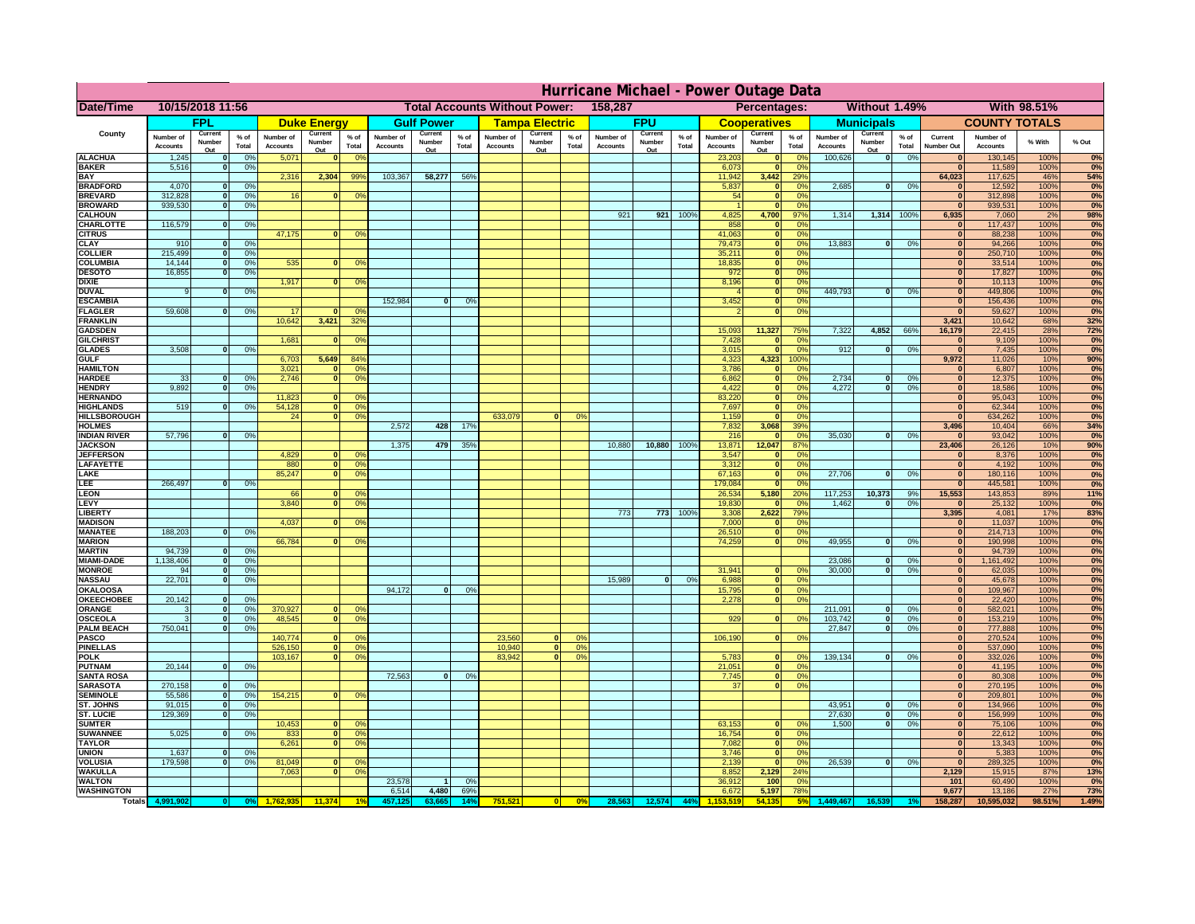# Hurricane Michael - Power Outage Data

| Date/Time | 10/15/2018 11:56 | Total Accounts Without Power: | 158,287 | Percentages: | Without 1.49% | With 98.51% |
|---|---|---|---|---|---|---|

| County | FPL | | | Duke Energy | | | Gulf Power | | | Tampa Electric | | | FPU | | | Cooperatives | | | Municipals | | | COUNTY TOTALS | | | |
|---|---|---|---|---|---|---|---|---|---|---|---|---|---|---|---|---|---|---|---|---|---|---|---|---|---|
| | Number of Accounts | Current Number Out | % of Total | Number of Accounts | Current Number Out | % of Total | Number of Accounts | Current Number Out | % of Total | Number of Accounts | Current Number Out | % of Total | Number of Accounts | Current Number Out | % of Total | Number of Accounts | Current Number Out | % of Total | Number of Accounts | Current Number Out | % of Total | Current Number Out | Number of Accounts | % With | % Out |
| ALACHUA | 1,245 | 0 | 0% | 5,071 | 0 | 0% | | | | | | | | | | 23,203 | 0 | 0% | 100,626 | 0 | 0% | 0 | 130,145 | 100% | 0% |
| BAKER | 5,516 | 0 | 0% | | | | | | | | | | | | | 6,073 | 0 | 0% | | | | 0 | 11,589 | 100% | 0% |
| BAY | | | | 2,316 | 2,304 | 99% | 103,367 | 58,277 | 56% | | | | | | | 11,942 | 3,442 | 29% | | | | 64,023 | 117,625 | 46% | 54% |
| BRADFORD | 4,070 | 0 | 0% | | | | | | | | | | | | | 5,837 | 0 | 0% | 2,685 | 0 | 0% | 0 | 12,592 | 100% | 0% |
| BREVARD | 312,828 | 0 | 0% | 16 | 0 | 0% | | | | | | | | | | 54 | 0 | 0% | | | | 0 | 312,898 | 100% | 0% |
| BROWARD | 939,530 | 0 | 0% | | | | | | | | | | | | | 1 | 0 | 0% | | | | 0 | 939,531 | 100% | 0% |
| CALHOUN | | | | | | | | | | | | | 921 | 921 | 100% | 4,825 | 4,700 | 97% | 1,314 | 1,314 | 100% | 6,935 | 7,060 | 2% | 98% |
| CHARLOTTE | 116,579 | 0 | 0% | | | | | | | | | | | | | 858 | 0 | 0% | | | | 0 | 117,437 | 100% | 0% |
| CITRUS | | | | 47,175 | 0 | 0% | | | | | | | | | | 41,063 | 0 | 0% | | | | 0 | 88,238 | 100% | 0% |
| CLAY | 910 | 0 | 0% | | | | | | | | | | | | | 79,473 | 0 | 0% | 13,883 | 0 | 0% | 0 | 94,266 | 100% | 0% |
| COLLIER | 215,499 | 0 | 0% | | | | | | | | | | | | | 35,211 | 0 | 0% | | | | 0 | 250,710 | 100% | 0% |
| COLUMBIA | 14,144 | 0 | 0% | 535 | 0 | 0% | | | | | | | | | | 18,835 | 0 | 0% | | | | 0 | 33,514 | 100% | 0% |
| DESOTO | 16,855 | 0 | 0% | | | | | | | | | | | | | 972 | 0 | 0% | | | | 0 | 17,827 | 100% | 0% |
| DIXIE | | | | 1,917 | 0 | 0% | | | | | | | | | | 8,196 | 0 | 0% | | | | 0 | 10,113 | 100% | 0% |
| DUVAL | 9 | 0 | 0% | | | | | | | | | | | | | 4 | 0 | 0% | 449,793 | 0 | 0% | 0 | 449,806 | 100% | 0% |
| ESCAMBIA | | | | | | | 152,984 | 0 | 0% | | | | | | | 3,452 | 0 | 0% | | | | 0 | 156,436 | 100% | 0% |
| FLAGLER | 59,608 | 0 | 0% | 17 | 0 | 0% | | | | | | | | | | 2 | 0 | 0% | | | | 0 | 59,627 | 100% | 0% |
| FRANKLIN | | | | 10,642 | 3,421 | 32% | | | | | | | | | | | | | | | | 3,421 | 10,642 | 68% | 32% |
| GADSDEN | | | | | | | | | | | | | | | | 15,093 | 11,327 | 75% | 7,322 | 4,852 | 66% | 16,179 | 22,415 | 28% | 72% |
| GILCHRIST | | | | 1,681 | 0 | 0% | | | | | | | | | | 7,428 | 0 | 0% | | | | 0 | 9,109 | 100% | 0% |
| GLADES | 3,508 | 0 | 0% | | | | | | | | | | | | | 3,015 | 0 | 0% | 912 | 0 | 0% | 0 | 7,435 | 100% | 0% |
| GULF | | | | 6,703 | 5,649 | 84% | | | | | | | | | | 4,323 | 4,323 | 100% | | | | 9,972 | 11,026 | 10% | 90% |
| HAMILTON | | | | 3,021 | 0 | 0% | | | | | | | | | | 3,786 | 0 | 0% | | | | 0 | 6,807 | 100% | 0% |
| HARDEE | 33 | 0 | 0% | 2,746 | 0 | 0% | | | | | | | | | | 6,862 | 0 | 0% | 2,734 | 0 | 0% | 0 | 12,375 | 100% | 0% |
| HENDRY | 9,892 | 0 | 0% | | | | | | | | | | | | | 4,422 | 0 | 0% | 4,272 | 0 | 0% | 0 | 18,586 | 100% | 0% |
| HERNANDO | | | | 11,823 | 0 | 0% | | | | | | | | | | 83,220 | 0 | 0% | | | | 0 | 95,043 | 100% | 0% |
| HIGHLANDS | 519 | 0 | 0% | 54,128 | 0 | 0% | | | | | | | | | | 7,697 | 0 | 0% | | | | 0 | 62,344 | 100% | 0% |
| HILLSBOROUGH | | | | 24 | 0 | 0% | | | | 633,079 | 0 | 0% | | | | 1,159 | 0 | 0% | | | | 0 | 634,262 | 100% | 0% |
| HOLMES | | | | | | | 2,572 | 428 | 17% | | | | | | | 7,832 | 3,068 | 39% | | | | 3,496 | 10,404 | 66% | 34% |
| INDIAN RIVER | 57,796 | 0 | 0% | | | | | | | | | | | | | 216 | 0 | 0% | 35,030 | 0 | 0% | 0 | 93,042 | 100% | 0% |
| JACKSON | | | | | | | 1,375 | 479 | 35% | | | | 10,880 | 10,880 | 100% | 13,871 | 12,047 | 87% | | | | 23,406 | 26,126 | 10% | 90% |
| JEFFERSON | | | | 4,829 | 0 | 0% | | | | | | | | | | 3,547 | 0 | 0% | | | | 0 | 8,376 | 100% | 0% |
| LAFAYETTE | | | | 880 | 0 | 0% | | | | | | | | | | 3,312 | 0 | 0% | | | | 0 | 4,192 | 100% | 0% |
| LAKE | | | | 85,247 | 0 | 0% | | | | | | | | | | 67,163 | 0 | 0% | 27,706 | 0 | 0% | 0 | 180,116 | 100% | 0% |
| LEE | 266,497 | 0 | 0% | | | | | | | | | | | | | 179,084 | 0 | 0% | | | | 0 | 445,581 | 100% | 0% |
| LEON | | | | 66 | 0 | 0% | | | | | | | | | | 26,534 | 5,180 | 20% | 117,253 | 10,373 | 9% | 15,553 | 143,853 | 89% | 11% |
| LEVY | | | | 3,840 | 0 | 0% | | | | | | | | | | 19,830 | 0 | 0% | 1,462 | 0 | 0% | 0 | 25,132 | 100% | 0% |
| LIBERTY | | | | | | | | | | | | | 773 | 773 | 100% | 3,308 | 2,622 | 79% | | | | 3,395 | 4,081 | 17% | 83% |
| MADISON | | | | 4,037 | 0 | 0% | | | | | | | | | | 7,000 | 0 | 0% | | | | 0 | 11,037 | 100% | 0% |
| MANATEE | 188,203 | 0 | 0% | | | | | | | | | | | | | 26,510 | 0 | 0% | | | | 0 | 214,713 | 100% | 0% |
| MARION | | | | 66,784 | 0 | 0% | | | | | | | | | | 74,259 | 0 | 0% | 49,955 | 0 | 0% | 0 | 190,998 | 100% | 0% |
| MARTIN | 94,739 | 0 | 0% | | | | | | | | | | | | | | | | | | | 0 | 94,739 | 100% | 0% |
| MIAMI-DADE | 1,138,406 | 0 | 0% | | | | | | | | | | | | | | | | 23,086 | 0 | 0% | 0 | 1,161,492 | 100% | 0% |
| MONROE | 94 | 0 | 0% | | | | | | | | | | | | | 31,941 | 0 | 0% | 30,000 | 0 | 0% | 0 | 62,035 | 100% | 0% |
| NASSAU | 22,701 | 0 | 0% | | | | | | | | | | 15,989 | 0 | 0% | 6,988 | 0 | 0% | | | | 0 | 45,678 | 100% | 0% |
| OKALOOSA | | | | | | | 94,172 | 0 | 0% | | | | | | | 15,795 | 0 | 0% | | | | 0 | 109,967 | 100% | 0% |
| OKEECHOBEE | 20,142 | 0 | 0% | | | | | | | | | | | | | 2,278 | 0 | 0% | | | | 0 | 22,420 | 100% | 0% |
| ORANGE | 3 | 0 | 0% | 370,927 | 0 | 0% | | | | | | | | | | | | | 211,091 | 0 | 0% | 0 | 582,021 | 100% | 0% |
| OSCEOLA | 3 | 0 | 0% | 48,545 | 0 | 0% | | | | | | | | | | 929 | 0 | 0% | 103,742 | 0 | 0% | 0 | 153,219 | 100% | 0% |
| PALM BEACH | 750,041 | 0 | 0% | | | | | | | | | | | | | | | | 27,847 | 0 | 0% | 0 | 777,888 | 100% | 0% |
| PASCO | | | | 140,774 | 0 | 0% | | | | 23,560 | 0 | 0% | | | | 106,190 | 0 | 0% | | | | 0 | 270,524 | 100% | 0% |
| PINELLAS | | | | 526,150 | 0 | 0% | | | | 10,940 | 0 | 0% | | | | | | | | | | 0 | 537,090 | 100% | 0% |
| POLK | | | | 103,167 | 0 | 0% | | | | 83,942 | 0 | 0% | | | | 5,783 | 0 | 0% | 139,134 | 0 | 0% | 0 | 332,026 | 100% | 0% |
| PUTNAM | 20,144 | 0 | 0% | | | | | | | | | | | | | 21,051 | 0 | 0% | | | | 0 | 41,195 | 100% | 0% |
| SANTA ROSA | | | | | | | 72,563 | 0 | 0% | | | | | | | 7,745 | 0 | 0% | | | | 0 | 80,308 | 100% | 0% |
| SARASOTA | 270,158 | 0 | 0% | | | | | | | | | | | | | 37 | 0 | 0% | | | | 0 | 270,195 | 100% | 0% |
| SEMINOLE | 55,586 | 0 | 0% | 154,215 | 0 | 0% | | | | | | | | | | | | | | | | 0 | 209,801 | 100% | 0% |
| ST. JOHNS | 91,015 | 0 | 0% | | | | | | | | | | | | | | | | 43,951 | 0 | 0% | 0 | 134,966 | 100% | 0% |
| ST. LUCIE | 129,369 | 0 | 0% | | | | | | | | | | | | | | | | 27,630 | 0 | 0% | 0 | 156,999 | 100% | 0% |
| SUMTER | | | | 10,453 | 0 | 0% | | | | | | | | | | 63,153 | 0 | 0% | 1,500 | 0 | 0% | 0 | 75,106 | 100% | 0% |
| SUWANNEE | 5,025 | 0 | 0% | 833 | 0 | 0% | | | | | | | | | | 16,754 | 0 | 0% | | | | 0 | 22,612 | 100% | 0% |
| TAYLOR | | | | 6,261 | 0 | 0% | | | | | | | | | | 7,082 | 0 | 0% | | | | 0 | 13,343 | 100% | 0% |
| UNION | 1,637 | 0 | 0% | | | | | | | | | | | | | 3,746 | 0 | 0% | | | | 0 | 5,383 | 100% | 0% |
| VOLUSIA | 179,598 | 0 | 0% | 81,049 | 0 | 0% | | | | | | | | | | 2,139 | 0 | 0% | 26,539 | 0 | 0% | 0 | 289,325 | 100% | 0% |
| WAKULLA | | | | 7,063 | 0 | 0% | | | | | | | | | | 8,852 | 2,129 | 24% | | | | 2,129 | 15,915 | 87% | 13% |
| WALTON | | | | | | | 23,578 | 1 | 0% | | | | | | | 36,912 | 100 | 0% | | | | 101 | 60,490 | 100% | 0% |
| WASHINGTON | | | | | | | 6,514 | 4,480 | 69% | | | | | | | 6,672 | 5,197 | 78% | | | | 9,677 | 13,186 | 27% | 73% |
| Totals | 4,991,902 | 0 | 0% | 1,762,935 | 11,374 | 1% | 457,125 | 63,665 | 14% | 751,521 | 0 | 0% | 28,563 | 12,574 | 44% | 1,153,519 | 54,135 | 5% | 1,449,467 | 16,539 | 1% | 158,287 | 10,595,032 | 98.51% | 1.49% |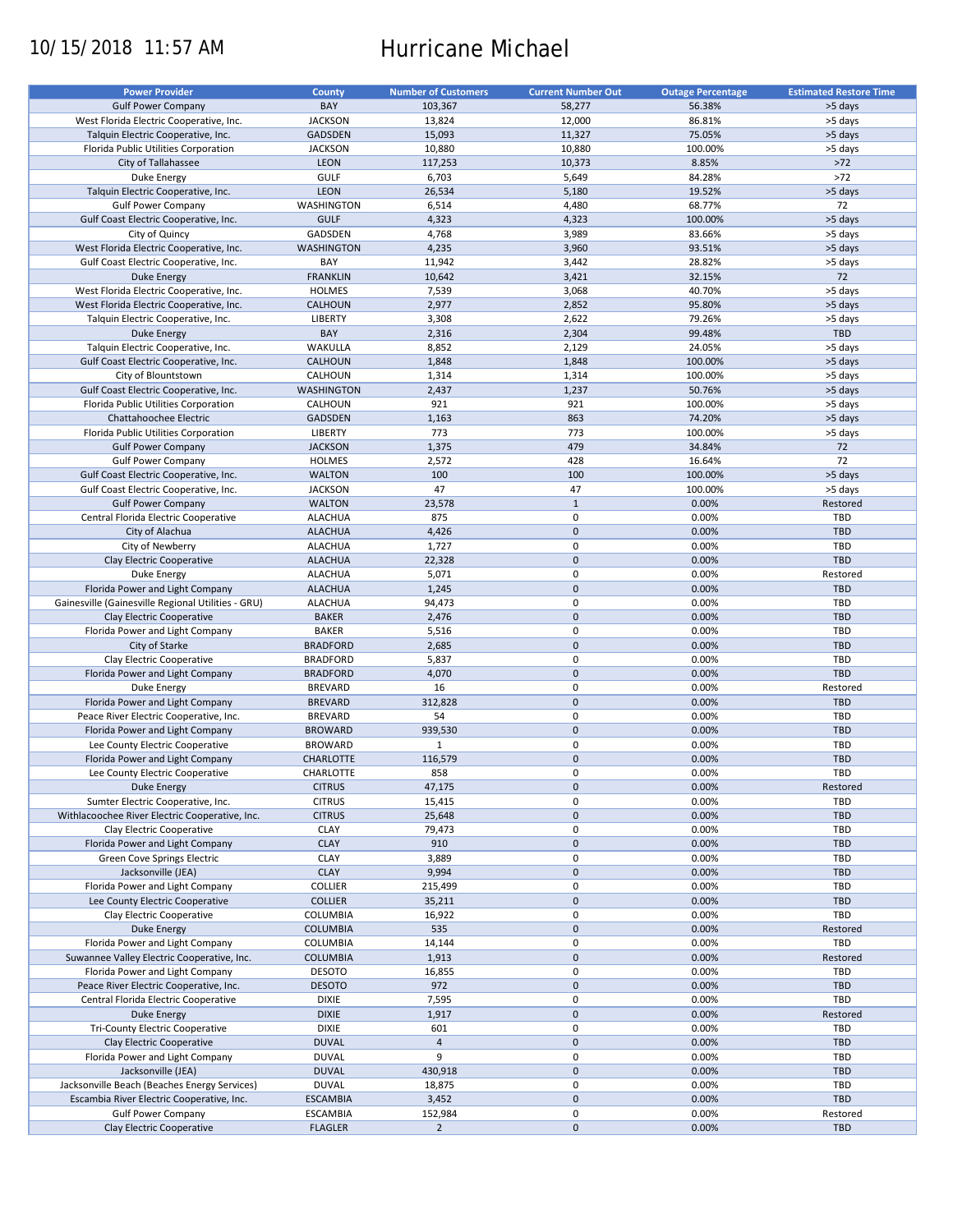10/15/2018 11:57 AM

# Hurricane Michael

| Power Provider | County | Number of Customers | Current Number Out | Outage Percentage | Estimated Restore Time |
|---|---|---|---|---|---|
| Gulf Power Company | BAY | 103,367 | 58,277 | 56.38% | >5 days |
| West Florida Electric Cooperative, Inc. | JACKSON | 13,824 | 12,000 | 86.81% | >5 days |
| Talquin Electric Cooperative, Inc. | GADSDEN | 15,093 | 11,327 | 75.05% | >5 days |
| Florida Public Utilities Corporation | JACKSON | 10,880 | 10,880 | 100.00% | >5 days |
| City of Tallahassee | LEON | 117,253 | 10,373 | 8.85% | >72 |
| Duke Energy | GULF | 6,703 | 5,649 | 84.28% | >72 |
| Talquin Electric Cooperative, Inc. | LEON | 26,534 | 5,180 | 19.52% | >5 days |
| Gulf Power Company | WASHINGTON | 6,514 | 4,480 | 68.77% | 72 |
| Gulf Coast Electric Cooperative, Inc. | GULF | 4,323 | 4,323 | 100.00% | >5 days |
| City of Quincy | GADSDEN | 4,768 | 3,989 | 83.66% | >5 days |
| West Florida Electric Cooperative, Inc. | WASHINGTON | 4,235 | 3,960 | 93.51% | >5 days |
| Gulf Coast Electric Cooperative, Inc. | BAY | 11,942 | 3,442 | 28.82% | >5 days |
| Duke Energy | FRANKLIN | 10,642 | 3,421 | 32.15% | 72 |
| West Florida Electric Cooperative, Inc. | HOLMES | 7,539 | 3,068 | 40.70% | >5 days |
| West Florida Electric Cooperative, Inc. | CALHOUN | 2,977 | 2,852 | 95.80% | >5 days |
| Talquin Electric Cooperative, Inc. | LIBERTY | 3,308 | 2,622 | 79.26% | >5 days |
| Duke Energy | BAY | 2,316 | 2,304 | 99.48% | TBD |
| Talquin Electric Cooperative, Inc. | WAKULLA | 8,852 | 2,129 | 24.05% | >5 days |
| Gulf Coast Electric Cooperative, Inc. | CALHOUN | 1,848 | 1,848 | 100.00% | >5 days |
| City of Blountstown | CALHOUN | 1,314 | 1,314 | 100.00% | >5 days |
| Gulf Coast Electric Cooperative, Inc. | WASHINGTON | 2,437 | 1,237 | 50.76% | >5 days |
| Florida Public Utilities Corporation | CALHOUN | 921 | 921 | 100.00% | >5 days |
| Chattahoochee Electric | GADSDEN | 1,163 | 863 | 74.20% | >5 days |
| Florida Public Utilities Corporation | LIBERTY | 773 | 773 | 100.00% | >5 days |
| Gulf Power Company | JACKSON | 1,375 | 479 | 34.84% | 72 |
| Gulf Power Company | HOLMES | 2,572 | 428 | 16.64% | 72 |
| Gulf Coast Electric Cooperative, Inc. | WALTON | 100 | 100 | 100.00% | >5 days |
| Gulf Coast Electric Cooperative, Inc. | JACKSON | 47 | 47 | 100.00% | >5 days |
| Gulf Power Company | WALTON | 23,578 | 1 | 0.00% | Restored |
| Central Florida Electric Cooperative | ALACHUA | 875 | 0 | 0.00% | TBD |
| City of Alachua | ALACHUA | 4,426 | 0 | 0.00% | TBD |
| City of Newberry | ALACHUA | 1,727 | 0 | 0.00% | TBD |
| Clay Electric Cooperative | ALACHUA | 22,328 | 0 | 0.00% | TBD |
| Duke Energy | ALACHUA | 5,071 | 0 | 0.00% | Restored |
| Florida Power and Light Company | ALACHUA | 1,245 | 0 | 0.00% | TBD |
| Gainesville (Gainesville Regional Utilities - GRU) | ALACHUA | 94,473 | 0 | 0.00% | TBD |
| Clay Electric Cooperative | BAKER | 2,476 | 0 | 0.00% | TBD |
| Florida Power and Light Company | BAKER | 5,516 | 0 | 0.00% | TBD |
| City of Starke | BRADFORD | 2,685 | 0 | 0.00% | TBD |
| Clay Electric Cooperative | BRADFORD | 5,837 | 0 | 0.00% | TBD |
| Florida Power and Light Company | BRADFORD | 4,070 | 0 | 0.00% | TBD |
| Duke Energy | BREVARD | 16 | 0 | 0.00% | Restored |
| Florida Power and Light Company | BREVARD | 312,828 | 0 | 0.00% | TBD |
| Peace River Electric Cooperative, Inc. | BREVARD | 54 | 0 | 0.00% | TBD |
| Florida Power and Light Company | BROWARD | 939,530 | 0 | 0.00% | TBD |
| Lee County Electric Cooperative | BROWARD | 1 | 0 | 0.00% | TBD |
| Florida Power and Light Company | CHARLOTTE | 116,579 | 0 | 0.00% | TBD |
| Lee County Electric Cooperative | CHARLOTTE | 858 | 0 | 0.00% | TBD |
| Duke Energy | CITRUS | 47,175 | 0 | 0.00% | Restored |
| Sumter Electric Cooperative, Inc. | CITRUS | 15,415 | 0 | 0.00% | TBD |
| Withlacoochee River Electric Cooperative, Inc. | CITRUS | 25,648 | 0 | 0.00% | TBD |
| Clay Electric Cooperative | CLAY | 79,473 | 0 | 0.00% | TBD |
| Florida Power and Light Company | CLAY | 910 | 0 | 0.00% | TBD |
| Green Cove Springs Electric | CLAY | 3,889 | 0 | 0.00% | TBD |
| Jacksonville (JEA) | CLAY | 9,994 | 0 | 0.00% | TBD |
| Florida Power and Light Company | COLLIER | 215,499 | 0 | 0.00% | TBD |
| Lee County Electric Cooperative | COLLIER | 35,211 | 0 | 0.00% | TBD |
| Clay Electric Cooperative | COLUMBIA | 16,922 | 0 | 0.00% | TBD |
| Duke Energy | COLUMBIA | 535 | 0 | 0.00% | Restored |
| Florida Power and Light Company | COLUMBIA | 14,144 | 0 | 0.00% | TBD |
| Suwannee Valley Electric Cooperative, Inc. | COLUMBIA | 1,913 | 0 | 0.00% | Restored |
| Florida Power and Light Company | DESOTO | 16,855 | 0 | 0.00% | TBD |
| Peace River Electric Cooperative, Inc. | DESOTO | 972 | 0 | 0.00% | TBD |
| Central Florida Electric Cooperative | DIXIE | 7,595 | 0 | 0.00% | TBD |
| Duke Energy | DIXIE | 1,917 | 0 | 0.00% | Restored |
| Tri-County Electric Cooperative | DIXIE | 601 | 0 | 0.00% | TBD |
| Clay Electric Cooperative | DUVAL | 4 | 0 | 0.00% | TBD |
| Florida Power and Light Company | DUVAL | 9 | 0 | 0.00% | TBD |
| Jacksonville (JEA) | DUVAL | 430,918 | 0 | 0.00% | TBD |
| Jacksonville Beach (Beaches Energy Services) | DUVAL | 18,875 | 0 | 0.00% | TBD |
| Escambia River Electric Cooperative, Inc. | ESCAMBIA | 3,452 | 0 | 0.00% | TBD |
| Gulf Power Company | ESCAMBIA | 152,984 | 0 | 0.00% | Restored |
| Clay Electric Cooperative | FLAGLER | 2 | 0 | 0.00% | TBD |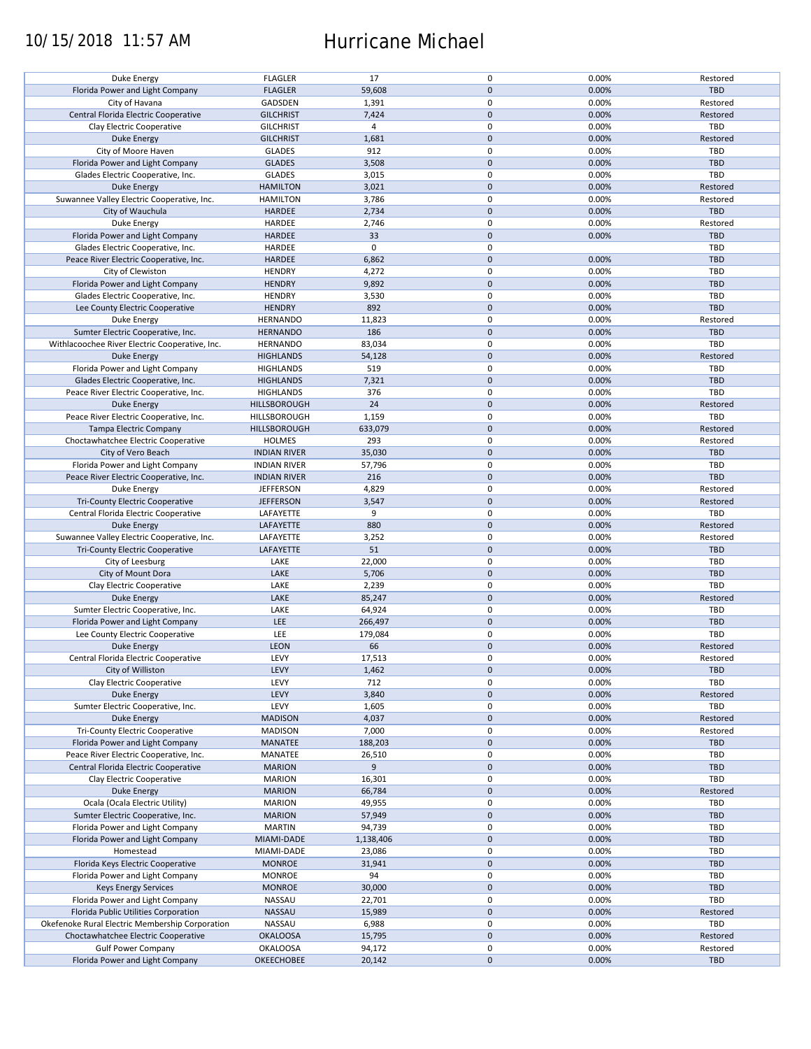10/15/2018 11:57 AM Hurricane Michael

| | | | | | |
|---|---|---|---|---|---|
| Duke Energy | FLAGLER | 17 | 0 | 0.00% | Restored |
| Florida Power and Light Company | FLAGLER | 59,608 | 0 | 0.00% | TBD |
| City of Havana | GADSDEN | 1,391 | 0 | 0.00% | Restored |
| Central Florida Electric Cooperative | GILCHRIST | 7,424 | 0 | 0.00% | Restored |
| Clay Electric Cooperative | GILCHRIST | 4 | 0 | 0.00% | TBD |
| Duke Energy | GILCHRIST | 1,681 | 0 | 0.00% | Restored |
| City of Moore Haven | GLADES | 912 | 0 | 0.00% | TBD |
| Florida Power and Light Company | GLADES | 3,508 | 0 | 0.00% | TBD |
| Glades Electric Cooperative, Inc. | GLADES | 3,015 | 0 | 0.00% | TBD |
| Duke Energy | HAMILTON | 3,021 | 0 | 0.00% | Restored |
| Suwannee Valley Electric Cooperative, Inc. | HAMILTON | 3,786 | 0 | 0.00% | Restored |
| City of Wauchula | HARDEE | 2,734 | 0 | 0.00% | TBD |
| Duke Energy | HARDEE | 2,746 | 0 | 0.00% | Restored |
| Florida Power and Light Company | HARDEE | 33 | 0 | 0.00% | TBD |
| Glades Electric Cooperative, Inc. | HARDEE | 0 | 0 | | TBD |
| Peace River Electric Cooperative, Inc. | HARDEE | 6,862 | 0 | 0.00% | TBD |
| City of Clewiston | HENDRY | 4,272 | 0 | 0.00% | TBD |
| Florida Power and Light Company | HENDRY | 9,892 | 0 | 0.00% | TBD |
| Glades Electric Cooperative, Inc. | HENDRY | 3,530 | 0 | 0.00% | TBD |
| Lee County Electric Cooperative | HENDRY | 892 | 0 | 0.00% | TBD |
| Duke Energy | HERNANDO | 11,823 | 0 | 0.00% | Restored |
| Sumter Electric Cooperative, Inc. | HERNANDO | 186 | 0 | 0.00% | TBD |
| Withlacoochee River Electric Cooperative, Inc. | HERNANDO | 83,034 | 0 | 0.00% | TBD |
| Duke Energy | HIGHLANDS | 54,128 | 0 | 0.00% | Restored |
| Florida Power and Light Company | HIGHLANDS | 519 | 0 | 0.00% | TBD |
| Glades Electric Cooperative, Inc. | HIGHLANDS | 7,321 | 0 | 0.00% | TBD |
| Peace River Electric Cooperative, Inc. | HIGHLANDS | 376 | 0 | 0.00% | TBD |
| Duke Energy | HILLSBOROUGH | 24 | 0 | 0.00% | Restored |
| Peace River Electric Cooperative, Inc. | HILLSBOROUGH | 1,159 | 0 | 0.00% | TBD |
| Tampa Electric Company | HILLSBOROUGH | 633,079 | 0 | 0.00% | Restored |
| Choctawhatchee Electric Cooperative | HOLMES | 293 | 0 | 0.00% | Restored |
| City of Vero Beach | INDIAN RIVER | 35,030 | 0 | 0.00% | TBD |
| Florida Power and Light Company | INDIAN RIVER | 57,796 | 0 | 0.00% | TBD |
| Peace River Electric Cooperative, Inc. | INDIAN RIVER | 216 | 0 | 0.00% | TBD |
| Duke Energy | JEFFERSON | 4,829 | 0 | 0.00% | Restored |
| Tri-County Electric Cooperative | JEFFERSON | 3,547 | 0 | 0.00% | Restored |
| Central Florida Electric Cooperative | LAFAYETTE | 9 | 0 | 0.00% | TBD |
| Duke Energy | LAFAYETTE | 880 | 0 | 0.00% | Restored |
| Suwannee Valley Electric Cooperative, Inc. | LAFAYETTE | 3,252 | 0 | 0.00% | Restored |
| Tri-County Electric Cooperative | LAFAYETTE | 51 | 0 | 0.00% | TBD |
| City of Leesburg | LAKE | 22,000 | 0 | 0.00% | TBD |
| City of Mount Dora | LAKE | 5,706 | 0 | 0.00% | TBD |
| Clay Electric Cooperative | LAKE | 2,239 | 0 | 0.00% | TBD |
| Duke Energy | LAKE | 85,247 | 0 | 0.00% | Restored |
| Sumter Electric Cooperative, Inc. | LAKE | 64,924 | 0 | 0.00% | TBD |
| Florida Power and Light Company | LEE | 266,497 | 0 | 0.00% | TBD |
| Lee County Electric Cooperative | LEE | 179,084 | 0 | 0.00% | TBD |
| Duke Energy | LEON | 66 | 0 | 0.00% | Restored |
| Central Florida Electric Cooperative | LEVY | 17,513 | 0 | 0.00% | Restored |
| City of Williston | LEVY | 1,462 | 0 | 0.00% | TBD |
| Clay Electric Cooperative | LEVY | 712 | 0 | 0.00% | TBD |
| Duke Energy | LEVY | 3,840 | 0 | 0.00% | Restored |
| Sumter Electric Cooperative, Inc. | LEVY | 1,605 | 0 | 0.00% | TBD |
| Duke Energy | MADISON | 4,037 | 0 | 0.00% | Restored |
| Tri-County Electric Cooperative | MADISON | 7,000 | 0 | 0.00% | Restored |
| Florida Power and Light Company | MANATEE | 188,203 | 0 | 0.00% | TBD |
| Peace River Electric Cooperative, Inc. | MANATEE | 26,510 | 0 | 0.00% | TBD |
| Central Florida Electric Cooperative | MARION | 9 | 0 | 0.00% | TBD |
| Clay Electric Cooperative | MARION | 16,301 | 0 | 0.00% | TBD |
| Duke Energy | MARION | 66,784 | 0 | 0.00% | Restored |
| Ocala (Ocala Electric Utility) | MARION | 49,955 | 0 | 0.00% | TBD |
| Sumter Electric Cooperative, Inc. | MARION | 57,949 | 0 | 0.00% | TBD |
| Florida Power and Light Company | MARTIN | 94,739 | 0 | 0.00% | TBD |
| Florida Power and Light Company | MIAMI-DADE | 1,138,406 | 0 | 0.00% | TBD |
| Homestead | MIAMI-DADE | 23,086 | 0 | 0.00% | TBD |
| Florida Keys Electric Cooperative | MONROE | 31,941 | 0 | 0.00% | TBD |
| Florida Power and Light Company | MONROE | 94 | 0 | 0.00% | TBD |
| Keys Energy Services | MONROE | 30,000 | 0 | 0.00% | TBD |
| Florida Power and Light Company | NASSAU | 22,701 | 0 | 0.00% | TBD |
| Florida Public Utilities Corporation | NASSAU | 15,989 | 0 | 0.00% | Restored |
| Okefenoke Rural Electric Membership Corporation | NASSAU | 6,988 | 0 | 0.00% | TBD |
| Choctawhatchee Electric Cooperative | OKALOOSA | 15,795 | 0 | 0.00% | Restored |
| Gulf Power Company | OKALOOSA | 94,172 | 0 | 0.00% | Restored |
| Florida Power and Light Company | OKEECHOBEE | 20,142 | 0 | 0.00% | TBD |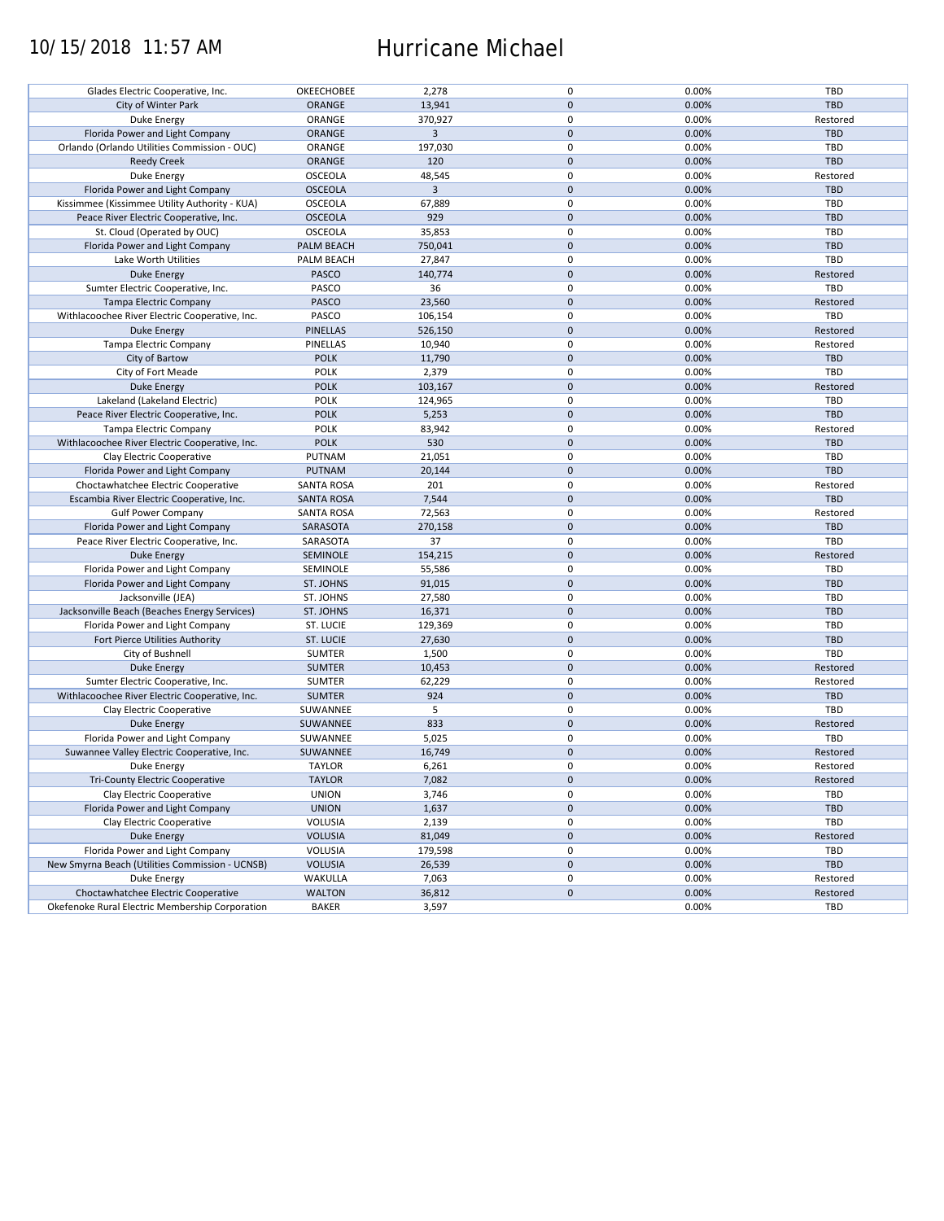10/15/2018 11:57 AM

# Hurricane Michael

| | | | | | |
|---|---|---|---|---|---|
| Glades Electric Cooperative, Inc. | OKEECHOBEE | 2,278 | 0 | 0.00% | TBD |
| City of Winter Park | ORANGE | 13,941 | 0 | 0.00% | TBD |
| Duke Energy | ORANGE | 370,927 | 0 | 0.00% | Restored |
| Florida Power and Light Company | ORANGE | 3 | 0 | 0.00% | TBD |
| Orlando (Orlando Utilities Commission - OUC) | ORANGE | 197,030 | 0 | 0.00% | TBD |
| Reedy Creek | ORANGE | 120 | 0 | 0.00% | TBD |
| Duke Energy | OSCEOLA | 48,545 | 0 | 0.00% | Restored |
| Florida Power and Light Company | OSCEOLA | 3 | 0 | 0.00% | TBD |
| Kissimmee (Kissimmee Utility Authority - KUA) | OSCEOLA | 67,889 | 0 | 0.00% | TBD |
| Peace River Electric Cooperative, Inc. | OSCEOLA | 929 | 0 | 0.00% | TBD |
| St. Cloud (Operated by OUC) | OSCEOLA | 35,853 | 0 | 0.00% | TBD |
| Florida Power and Light Company | PALM BEACH | 750,041 | 0 | 0.00% | TBD |
| Lake Worth Utilities | PALM BEACH | 27,847 | 0 | 0.00% | TBD |
| Duke Energy | PASCO | 140,774 | 0 | 0.00% | Restored |
| Sumter Electric Cooperative, Inc. | PASCO | 36 | 0 | 0.00% | TBD |
| Tampa Electric Company | PASCO | 23,560 | 0 | 0.00% | Restored |
| Withlacoochee River Electric Cooperative, Inc. | PASCO | 106,154 | 0 | 0.00% | TBD |
| Duke Energy | PINELLAS | 526,150 | 0 | 0.00% | Restored |
| Tampa Electric Company | PINELLAS | 10,940 | 0 | 0.00% | Restored |
| City of Bartow | POLK | 11,790 | 0 | 0.00% | TBD |
| City of Fort Meade | POLK | 2,379 | 0 | 0.00% | TBD |
| Duke Energy | POLK | 103,167 | 0 | 0.00% | Restored |
| Lakeland (Lakeland Electric) | POLK | 124,965 | 0 | 0.00% | TBD |
| Peace River Electric Cooperative, Inc. | POLK | 5,253 | 0 | 0.00% | TBD |
| Tampa Electric Company | POLK | 83,942 | 0 | 0.00% | Restored |
| Withlacoochee River Electric Cooperative, Inc. | POLK | 530 | 0 | 0.00% | TBD |
| Clay Electric Cooperative | PUTNAM | 21,051 | 0 | 0.00% | TBD |
| Florida Power and Light Company | PUTNAM | 20,144 | 0 | 0.00% | TBD |
| Choctawhatchee Electric Cooperative | SANTA ROSA | 201 | 0 | 0.00% | Restored |
| Escambia River Electric Cooperative, Inc. | SANTA ROSA | 7,544 | 0 | 0.00% | TBD |
| Gulf Power Company | SANTA ROSA | 72,563 | 0 | 0.00% | Restored |
| Florida Power and Light Company | SARASOTA | 270,158 | 0 | 0.00% | TBD |
| Peace River Electric Cooperative, Inc. | SARASOTA | 37 | 0 | 0.00% | TBD |
| Duke Energy | SEMINOLE | 154,215 | 0 | 0.00% | Restored |
| Florida Power and Light Company | SEMINOLE | 55,586 | 0 | 0.00% | TBD |
| Florida Power and Light Company | ST. JOHNS | 91,015 | 0 | 0.00% | TBD |
| Jacksonville (JEA) | ST. JOHNS | 27,580 | 0 | 0.00% | TBD |
| Jacksonville Beach (Beaches Energy Services) | ST. JOHNS | 16,371 | 0 | 0.00% | TBD |
| Florida Power and Light Company | ST. LUCIE | 129,369 | 0 | 0.00% | TBD |
| Fort Pierce Utilities Authority | ST. LUCIE | 27,630 | 0 | 0.00% | TBD |
| City of Bushnell | SUMTER | 1,500 | 0 | 0.00% | TBD |
| Duke Energy | SUMTER | 10,453 | 0 | 0.00% | Restored |
| Sumter Electric Cooperative, Inc. | SUMTER | 62,229 | 0 | 0.00% | Restored |
| Withlacoochee River Electric Cooperative, Inc. | SUMTER | 924 | 0 | 0.00% | TBD |
| Clay Electric Cooperative | SUWANNEE | 5 | 0 | 0.00% | TBD |
| Duke Energy | SUWANNEE | 833 | 0 | 0.00% | Restored |
| Florida Power and Light Company | SUWANNEE | 5,025 | 0 | 0.00% | TBD |
| Suwannee Valley Electric Cooperative, Inc. | SUWANNEE | 16,749 | 0 | 0.00% | Restored |
| Duke Energy | TAYLOR | 6,261 | 0 | 0.00% | Restored |
| Tri-County Electric Cooperative | TAYLOR | 7,082 | 0 | 0.00% | Restored |
| Clay Electric Cooperative | UNION | 3,746 | 0 | 0.00% | TBD |
| Florida Power and Light Company | UNION | 1,637 | 0 | 0.00% | TBD |
| Clay Electric Cooperative | VOLUSIA | 2,139 | 0 | 0.00% | TBD |
| Duke Energy | VOLUSIA | 81,049 | 0 | 0.00% | Restored |
| Florida Power and Light Company | VOLUSIA | 179,598 | 0 | 0.00% | TBD |
| New Smyrna Beach (Utilities Commission - UCNSB) | VOLUSIA | 26,539 | 0 | 0.00% | TBD |
| Duke Energy | WAKULLA | 7,063 | 0 | 0.00% | Restored |
| Choctawhatchee Electric Cooperative | WALTON | 36,812 | 0 | 0.00% | Restored |
| Okefenoke Rural Electric Membership Corporation | BAKER | 3,597 | | 0.00% | TBD |